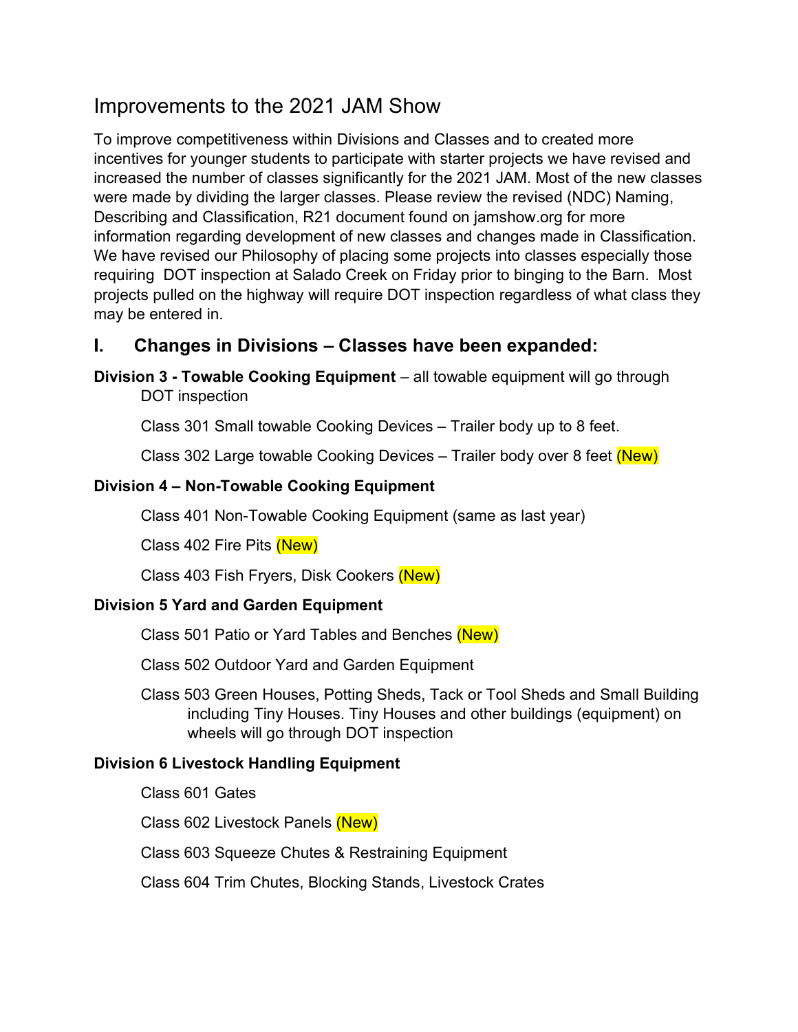# Improvements to the 2021 JAM Show

To improve competitiveness within Divisions and Classes and to created more incentives for younger students to participate with starter projects we have revised and increased the number of classes significantly for the 2021 JAM. Most of the new classes were made by dividing the larger classes. Please review the revised (NDC) Naming, Describing and Classification, R21 document found on jamshow.org for more information regarding development of new classes and changes made in Classification. We have revised our Philosophy of placing some projects into classes especially those requiring DOT inspection at Salado Creek on Friday prior to binging to the Barn. Most projects pulled on the highway will require DOT inspection regardless of what class they may be entered in.

## I. Changes in Divisions – Classes have been expanded:

**Division 3 - Towable Cooking Equipment** – all towable equipment will go through DOT inspection

Class 301 Small towable Cooking Devices – Trailer body up to 8 feet.

Class 302 Large towable Cooking Devices – Trailer body over 8 feet (New)

**Division 4 – Non-Towable Cooking Equipment**

Class 401 Non-Towable Cooking Equipment (same as last year)

Class 402 Fire Pits (New)

Class 403 Fish Fryers, Disk Cookers (New)

**Division 5 Yard and Garden Equipment**

Class 501 Patio or Yard Tables and Benches (New)

Class 502 Outdoor Yard and Garden Equipment

Class 503 Green Houses, Potting Sheds, Tack or Tool Sheds and Small Building including Tiny Houses. Tiny Houses and other buildings (equipment) on wheels will go through DOT inspection

**Division 6 Livestock Handling Equipment**

Class 601 Gates

Class 602 Livestock Panels (New)

Class 603 Squeeze Chutes & Restraining Equipment

Class 604 Trim Chutes, Blocking Stands, Livestock Crates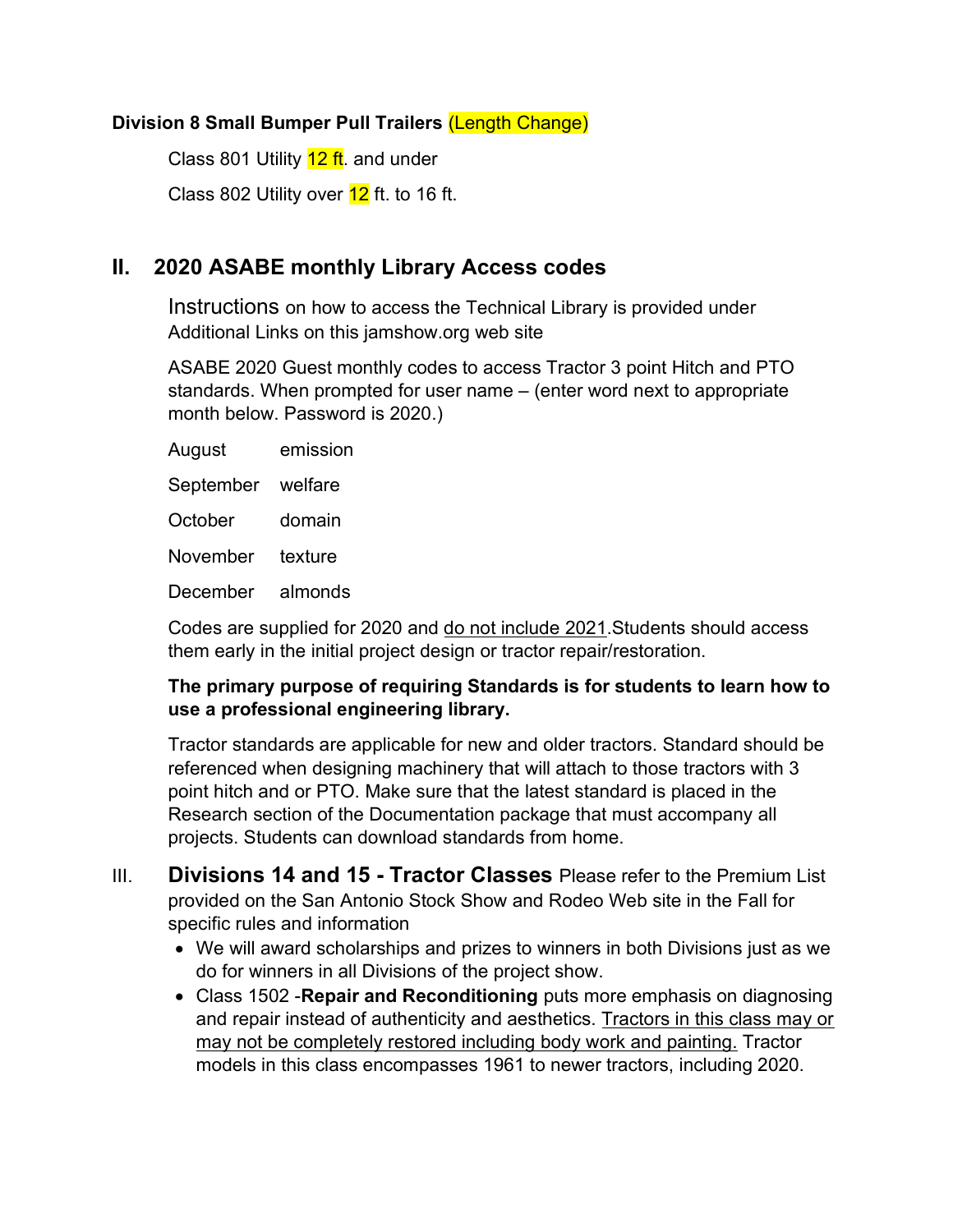**Division 8 Small Bumper Pull Trailers (Length Change)**

Class 801 Utility 12 ft. and under

Class 802 Utility over 12 ft. to 16 ft.

## II. 2020 ASABE monthly Library Access codes

Instructions on how to access the Technical Library is provided under Additional Links on this jamshow.org web site

ASABE 2020 Guest monthly codes to access Tractor 3 point Hitch and PTO standards. When prompted for user name – (enter word next to appropriate month below. Password is 2020.)

| | |
|---|---|
| August | emission |
| September | welfare |
| October | domain |
| November | texture |
| December | almonds |

Codes are supplied for 2020 and do not include 2021.Students should access them early in the initial project design or tractor repair/restoration.

**The primary purpose of requiring Standards is for students to learn how to use a professional engineering library.**

Tractor standards are applicable for new and older tractors. Standard should be referenced when designing machinery that will attach to those tractors with 3 point hitch and or PTO. Make sure that the latest standard is placed in the Research section of the Documentation package that must accompany all projects. Students can download standards from home.

III. **Divisions 14 and 15 - Tractor Classes** Please refer to the Premium List provided on the San Antonio Stock Show and Rodeo Web site in the Fall for specific rules and information

- We will award scholarships and prizes to winners in both Divisions just as we do for winners in all Divisions of the project show.
- Class 1502 -**Repair and Reconditioning** puts more emphasis on diagnosing and repair instead of authenticity and aesthetics. Tractors in this class may or may not be completely restored including body work and painting. Tractor models in this class encompasses 1961 to newer tractors, including 2020.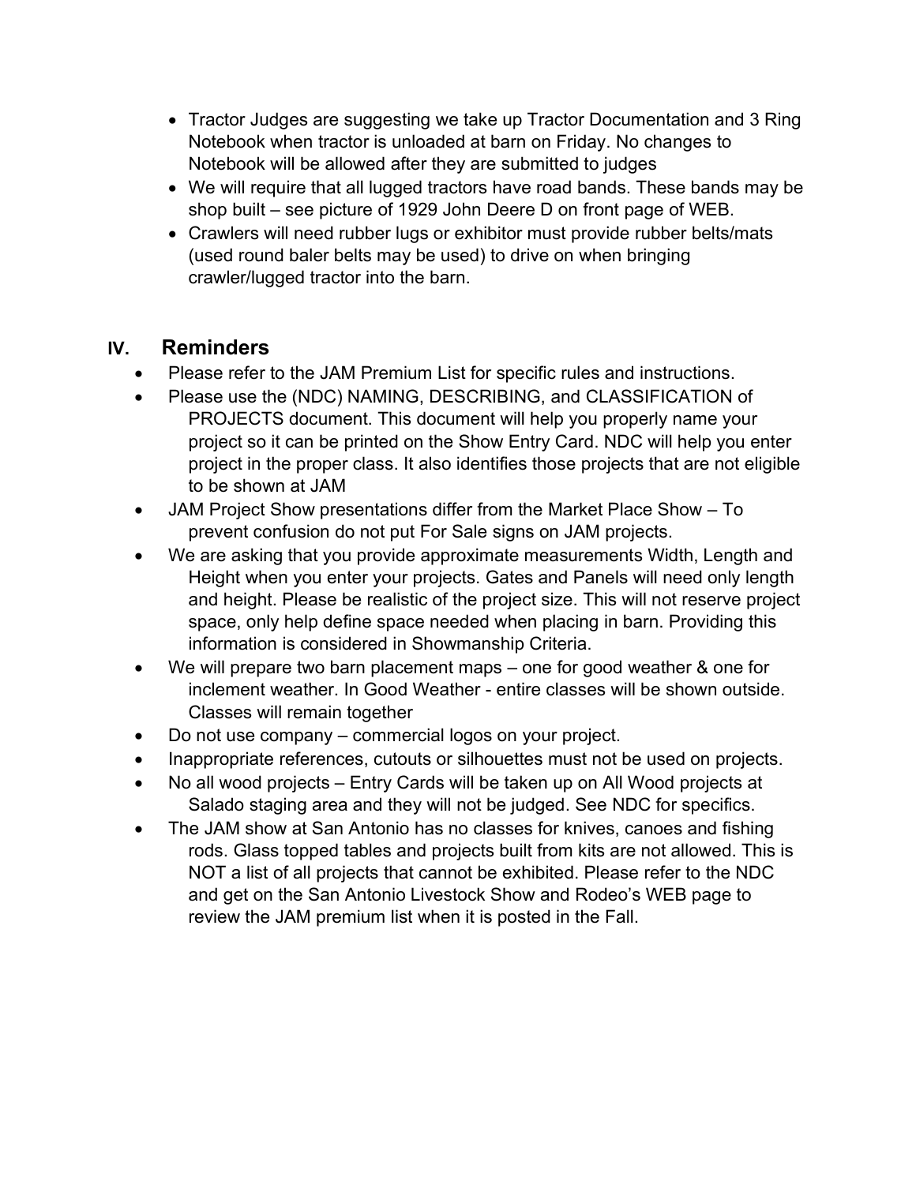- Tractor Judges are suggesting we take up Tractor Documentation and 3 Ring Notebook when tractor is unloaded at barn on Friday. No changes to Notebook will be allowed after they are submitted to judges
- We will require that all lugged tractors have road bands. These bands may be shop built – see picture of 1929 John Deere D on front page of WEB.
- Crawlers will need rubber lugs or exhibitor must provide rubber belts/mats (used round baler belts may be used) to drive on when bringing crawler/lugged tractor into the barn.

## IV. Reminders

- Please refer to the JAM Premium List for specific rules and instructions.
- Please use the (NDC) NAMING, DESCRIBING, and CLASSIFICATION of PROJECTS document. This document will help you properly name your project so it can be printed on the Show Entry Card. NDC will help you enter project in the proper class. It also identifies those projects that are not eligible to be shown at JAM
- JAM Project Show presentations differ from the Market Place Show – To prevent confusion do not put For Sale signs on JAM projects.
- We are asking that you provide approximate measurements Width, Length and Height when you enter your projects. Gates and Panels will need only length and height. Please be realistic of the project size. This will not reserve project space, only help define space needed when placing in barn. Providing this information is considered in Showmanship Criteria.
- We will prepare two barn placement maps – one for good weather & one for inclement weather. In Good Weather - entire classes will be shown outside. Classes will remain together
- Do not use company – commercial logos on your project.
- Inappropriate references, cutouts or silhouettes must not be used on projects.
- No all wood projects – Entry Cards will be taken up on All Wood projects at Salado staging area and they will not be judged. See NDC for specifics.
- The JAM show at San Antonio has no classes for knives, canoes and fishing rods. Glass topped tables and projects built from kits are not allowed. This is NOT a list of all projects that cannot be exhibited. Please refer to the NDC and get on the San Antonio Livestock Show and Rodeo's WEB page to review the JAM premium list when it is posted in the Fall.